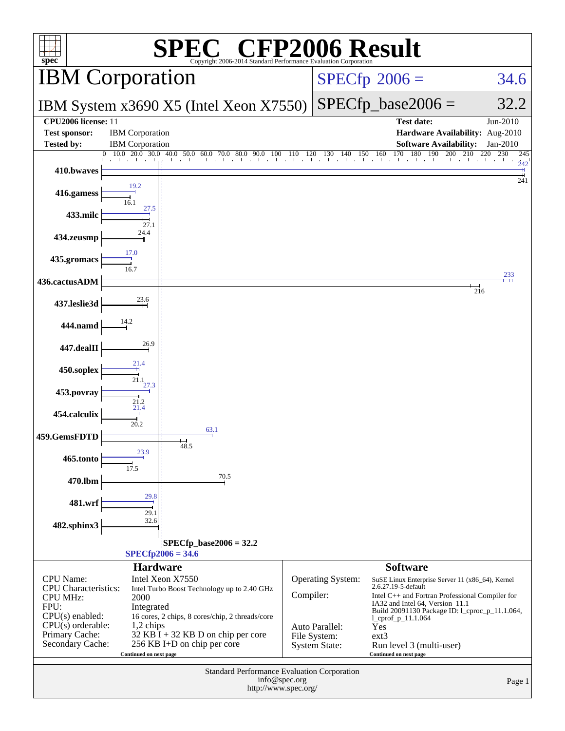# SPEC® CFP2006 Result

Copyright 2006-2014 Standard Performance Evaluation Corporation

## IBM Corporation

**IBM System x3690 X5 (Intel Xeon X7550)**

SPECfp 2006 = 34.6

SPECfp_base2006 = 32.2

| | | | |
|---|---|---|---|
| **CPU2006 license:** | 11 | **Test date:** | Jun-2010 |
| **Test sponsor:** | IBM Corporation | **Hardware Availability:** | Aug-2010 |
| **Tested by:** | IBM Corporation | **Software Availability:** | Jan-2010 |

| Benchmark | Peak | Base |
|---|---|---|
| 410.bwaves | 242 | 241 |
| 416.gamess | 19.2 | 16.1 |
| 433.milc | 27.5 | 27.1 |
| 434.zeusmp | 24.4 | 24.4 |
| 435.gromacs | 17.0 | 16.7 |
| 436.cactusADM | 233 | 216 |
| 437.leslie3d | 23.6 | 23.6 |
| 444.namd | 14.2 | 14.2 |
| 447.dealII | 26.9 | 26.9 |
| 450.soplex | 21.4 | 21.1 |
| 453.povray | 27.3 | 21.2 |
| 454.calculix | 21.4 | 20.2 |
| 459.GemsFDTD | 63.1 | 48.5 |
| 465.tonto | 23.9 | 17.5 |
| 470.lbm | 70.5 | 70.5 |
| 481.wrf | 29.8 | 29.1 |
| 482.sphinx3 | 32.6 | 32.6 |

SPECfp_base2006 = 32.2

SPECfp2006 = 34.6

### Hardware

| | |
|---|---|
| CPU Name: | Intel Xeon X7550 |
| CPU Characteristics: | Intel Turbo Boost Technology up to 2.40 GHz |
| CPU MHz: | 2000 |
| FPU: | Integrated |
| CPU(s) enabled: | 16 cores, 2 chips, 8 cores/chip, 2 threads/core |
| CPU(s) orderable: | 1,2 chips |
| Primary Cache: | 32 KB I + 32 KB D on chip per core |
| Secondary Cache: | 256 KB I+D on chip per core |

Continued on next page

### Software

| | |
|---|---|
| Operating System: | SuSE Linux Enterprise Server 11 (x86_64), Kernel 2.6.27.19-5-default |
| Compiler: | Intel C++ and Fortran Professional Compiler for IA32 and Intel 64, Version 11.1 Build 20091130 Package ID: l_cproc_p_11.1.064, l_cprof_p_11.1.064 |
| Auto Parallel: | Yes |
| File System: | ext3 |
| System State: | Run level 3 (multi-user) |

Continued on next page

Standard Performance Evaluation Corporation
info@spec.org
http://www.spec.org/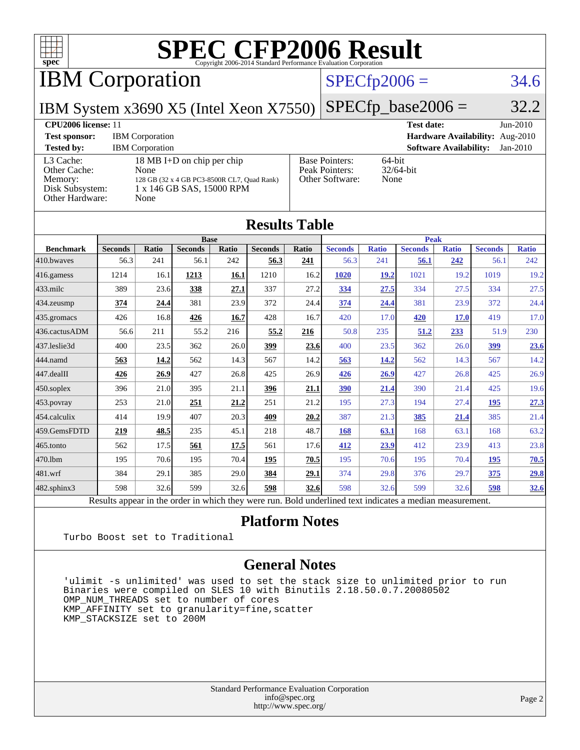# SPEC CFP2006 Result

Copyright 2006-2014 Standard Performance Evaluation Corporation

## IBM Corporation

**IBM System x3690 X5 (Intel Xeon X7550)**

SPECfp2006 = 34.6

SPECfp_base2006 = 32.2

| | | | |
|---|---|---|---|
| **CPU2006 license:** 11 | | **Test date:** | Jun-2010 |
| **Test sponsor:** | IBM Corporation | **Hardware Availability:** | Aug-2010 |
| **Tested by:** | IBM Corporation | **Software Availability:** | Jan-2010 |

| | |
|---|---|
| L3 Cache: | 18 MB I+D on chip per chip |
| Other Cache: | None |
| Memory: | 128 GB (32 x 4 GB PC3-8500R CL7, Quad Rank) |
| Disk Subsystem: | 1 x 146 GB SAS, 15000 RPM |
| Other Hardware: | None |

| | |
|---|---|
| Base Pointers: | 64-bit |
| Peak Pointers: | 32/64-bit |
| Other Software: | None |

## Results Table

| Benchmark | Base | | | | | | Peak | | | | | |
|---|---|---|---|---|---|---|---|---|---|---|---|---|
| | Seconds | Ratio | Seconds | Ratio | Seconds | Ratio | Seconds | Ratio | Seconds | Ratio | Seconds | Ratio |
| 410.bwaves | 56.3 | 241 | 56.1 | 242 | **56.3** | **241** | 56.3 | 241 | **56.1** | **242** | 56.1 | 242 |
| 416.gamess | 1214 | 16.1 | **1213** | **16.1** | 1210 | 16.2 | **1020** | **19.2** | 1021 | 19.2 | 1019 | 19.2 |
| 433.milc | 389 | 23.6 | **338** | **27.1** | 337 | 27.2 | **334** | **27.5** | 334 | 27.5 | 334 | 27.5 |
| 434.zeusmp | **374** | **24.4** | 381 | 23.9 | 372 | 24.4 | **374** | **24.4** | 381 | 23.9 | 372 | 24.4 |
| 435.gromacs | 426 | 16.8 | **426** | **16.7** | 428 | 16.7 | 420 | 17.0 | **420** | **17.0** | 419 | 17.0 |
| 436.cactusADM | 56.6 | 211 | 55.2 | 216 | **55.2** | **216** | 50.8 | 235 | **51.2** | **233** | 51.9 | 230 |
| 437.leslie3d | 400 | 23.5 | 362 | 26.0 | **399** | **23.6** | 400 | 23.5 | 362 | 26.0 | **399** | **23.6** |
| 444.namd | **563** | **14.2** | 562 | 14.3 | 567 | 14.2 | **563** | **14.2** | 562 | 14.3 | 567 | 14.2 |
| 447.dealII | **426** | **26.9** | 427 | 26.8 | 425 | 26.9 | **426** | **26.9** | 427 | 26.8 | 425 | 26.9 |
| 450.soplex | 396 | 21.0 | 395 | 21.1 | **396** | **21.1** | **390** | **21.4** | 390 | 21.4 | 425 | 19.6 |
| 453.povray | 253 | 21.0 | **251** | **21.2** | 251 | 21.2 | 195 | 27.3 | 194 | 27.4 | **195** | **27.3** |
| 454.calculix | 414 | 19.9 | 407 | 20.3 | **409** | **20.2** | 387 | 21.3 | **385** | **21.4** | 385 | 21.4 |
| 459.GemsFDTD | **219** | **48.5** | 235 | 45.1 | 218 | 48.7 | **168** | **63.1** | 168 | 63.1 | 168 | 63.2 |
| 465.tonto | 562 | 17.5 | **561** | **17.5** | 561 | 17.6 | **412** | **23.9** | 412 | 23.9 | 413 | 23.8 |
| 470.lbm | 195 | 70.6 | 195 | 70.4 | **195** | **70.5** | 195 | 70.6 | 195 | 70.4 | **195** | **70.5** |
| 481.wrf | 384 | 29.1 | 385 | 29.0 | **384** | **29.1** | 374 | 29.8 | 376 | 29.7 | **375** | **29.8** |
| 482.sphinx3 | 598 | 32.6 | 599 | 32.6 | **598** | **32.6** | 598 | 32.6 | 599 | 32.6 | **598** | **32.6** |

Results appear in the order in which they were run. Bold underlined text indicates a median measurement.

## Platform Notes

```
Turbo Boost set to Traditional
```

## General Notes

```
'ulimit -s unlimited' was used to set the stack size to unlimited prior to run
Binaries were compiled on SLES 10 with Binutils 2.18.50.0.7.20080502
OMP_NUM_THREADS set to number of cores
KMP_AFFINITY set to granularity=fine,scatter
KMP_STACKSIZE set to 200M
```

Standard Performance Evaluation Corporation
info@spec.org
http://www.spec.org/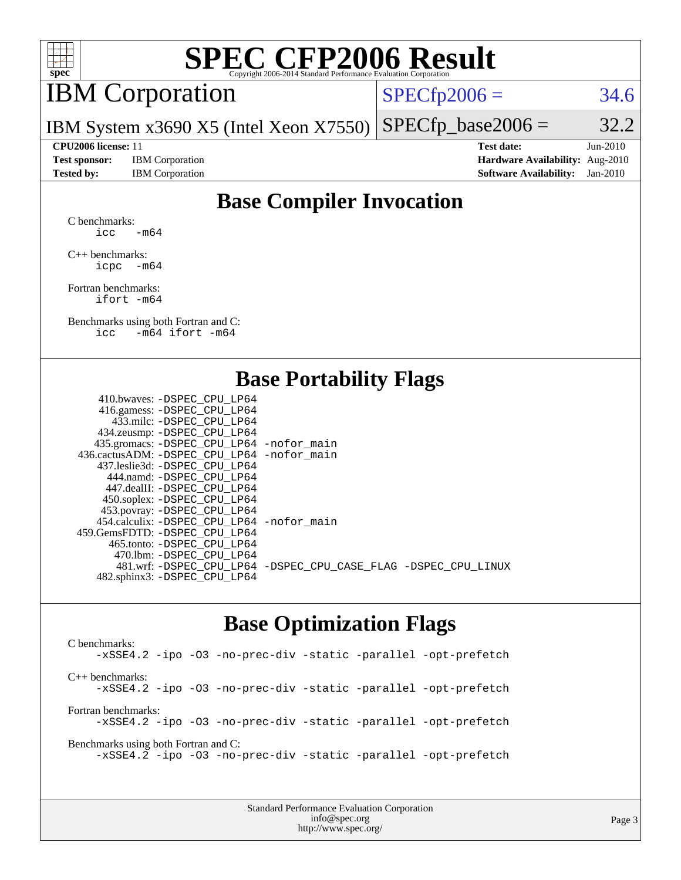# SPEC CFP2006 Result

Copyright 2006-2014 Standard Performance Evaluation Corporation

## IBM Corporation

IBM System x3690 X5 (Intel Xeon X7550)

SPECfp2006 = 34.6

SPECfp_base2006 = 32.2

| | | | |
|---|---|---|---|
| **CPU2006 license:** 11 | | **Test date:** | Jun-2010 |
| **Test sponsor:** | IBM Corporation | **Hardware Availability:** | Aug-2010 |
| **Tested by:** | IBM Corporation | **Software Availability:** | Jan-2010 |

## Base Compiler Invocation

C benchmarks:
```
icc   -m64
```

C++ benchmarks:
```
icpc  -m64
```

Fortran benchmarks:
```
ifort -m64
```

Benchmarks using both Fortran and C:
```
icc   -m64 ifort -m64
```

## Base Portability Flags

```
     410.bwaves: -DSPEC_CPU_LP64
     416.gamess: -DSPEC_CPU_LP64
       433.milc: -DSPEC_CPU_LP64
     434.zeusmp: -DSPEC_CPU_LP64
    435.gromacs: -DSPEC_CPU_LP64 -nofor_main
 436.cactusADM: -DSPEC_CPU_LP64 -nofor_main
    437.leslie3d: -DSPEC_CPU_LP64
      444.namd: -DSPEC_CPU_LP64
     447.dealII: -DSPEC_CPU_LP64
     450.soplex: -DSPEC_CPU_LP64
     453.povray: -DSPEC_CPU_LP64
   454.calculix: -DSPEC_CPU_LP64 -nofor_main
  459.GemsFDTD: -DSPEC_CPU_LP64
      465.tonto: -DSPEC_CPU_LP64
        470.lbm: -DSPEC_CPU_LP64
        481.wrf: -DSPEC_CPU_LP64 -DSPEC_CPU_CASE_FLAG -DSPEC_CPU_LINUX
    482.sphinx3: -DSPEC_CPU_LP64
```

## Base Optimization Flags

C benchmarks:
```
-xSSE4.2 -ipo -O3 -no-prec-div -static -parallel -opt-prefetch
```

C++ benchmarks:
```
-xSSE4.2 -ipo -O3 -no-prec-div -static -parallel -opt-prefetch
```

Fortran benchmarks:
```
-xSSE4.2 -ipo -O3 -no-prec-div -static -parallel -opt-prefetch
```

Benchmarks using both Fortran and C:
```
-xSSE4.2 -ipo -O3 -no-prec-div -static -parallel -opt-prefetch
```

Standard Performance Evaluation Corporation
info@spec.org
http://www.spec.org/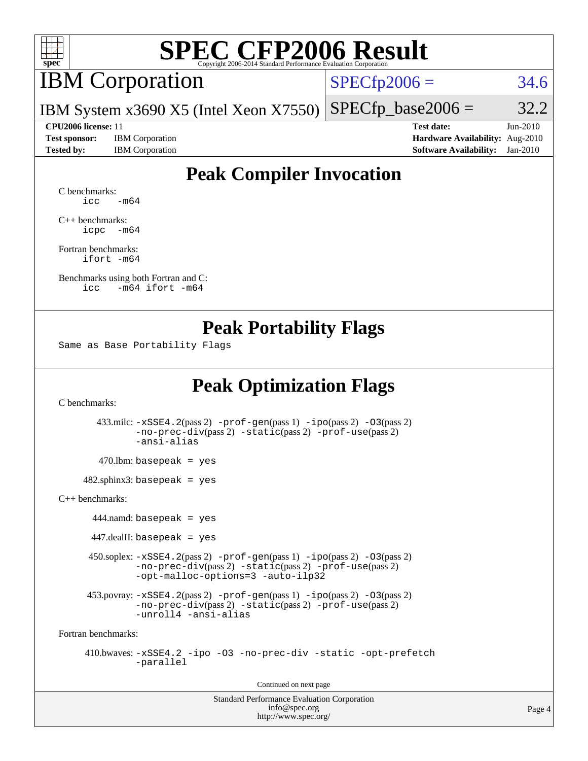# SPEC CFP2006 Result

Copyright 2006-2014 Standard Performance Evaluation Corporation

## IBM Corporation

IBM System x3690 X5 (Intel Xeon X7550)

SPECfp2006 = 34.6

SPECfp_base2006 = 32.2

**CPU2006 license:** 11
**Test sponsor:** IBM Corporation
**Tested by:** IBM Corporation

**Test date:** Jun-2010
**Hardware Availability:** Aug-2010
**Software Availability:** Jan-2010

## Peak Compiler Invocation

C benchmarks:
```
icc   -m64
```

C++ benchmarks:
```
icpc  -m64
```

Fortran benchmarks:
```
ifort -m64
```

Benchmarks using both Fortran and C:
```
icc   -m64 ifort -m64
```

## Peak Portability Flags

Same as Base Portability Flags

## Peak Optimization Flags

C benchmarks:

433.milc: -xSSE4.2(pass 2) -prof-gen(pass 1) -ipo(pass 2) -O3(pass 2) -no-prec-div(pass 2) -static(pass 2) -prof-use(pass 2) -ansi-alias

470.lbm: basepeak = yes

482.sphinx3: basepeak = yes

C++ benchmarks:

444.namd: basepeak = yes

447.dealII: basepeak = yes

450.soplex: -xSSE4.2(pass 2) -prof-gen(pass 1) -ipo(pass 2) -O3(pass 2) -no-prec-div(pass 2) -static(pass 2) -prof-use(pass 2) -opt-malloc-options=3 -auto-ilp32

453.povray: -xSSE4.2(pass 2) -prof-gen(pass 1) -ipo(pass 2) -O3(pass 2) -no-prec-div(pass 2) -static(pass 2) -prof-use(pass 2) -unroll4 -ansi-alias

Fortran benchmarks:

410.bwaves: -xSSE4.2 -ipo -O3 -no-prec-div -static -opt-prefetch -parallel

Continued on next page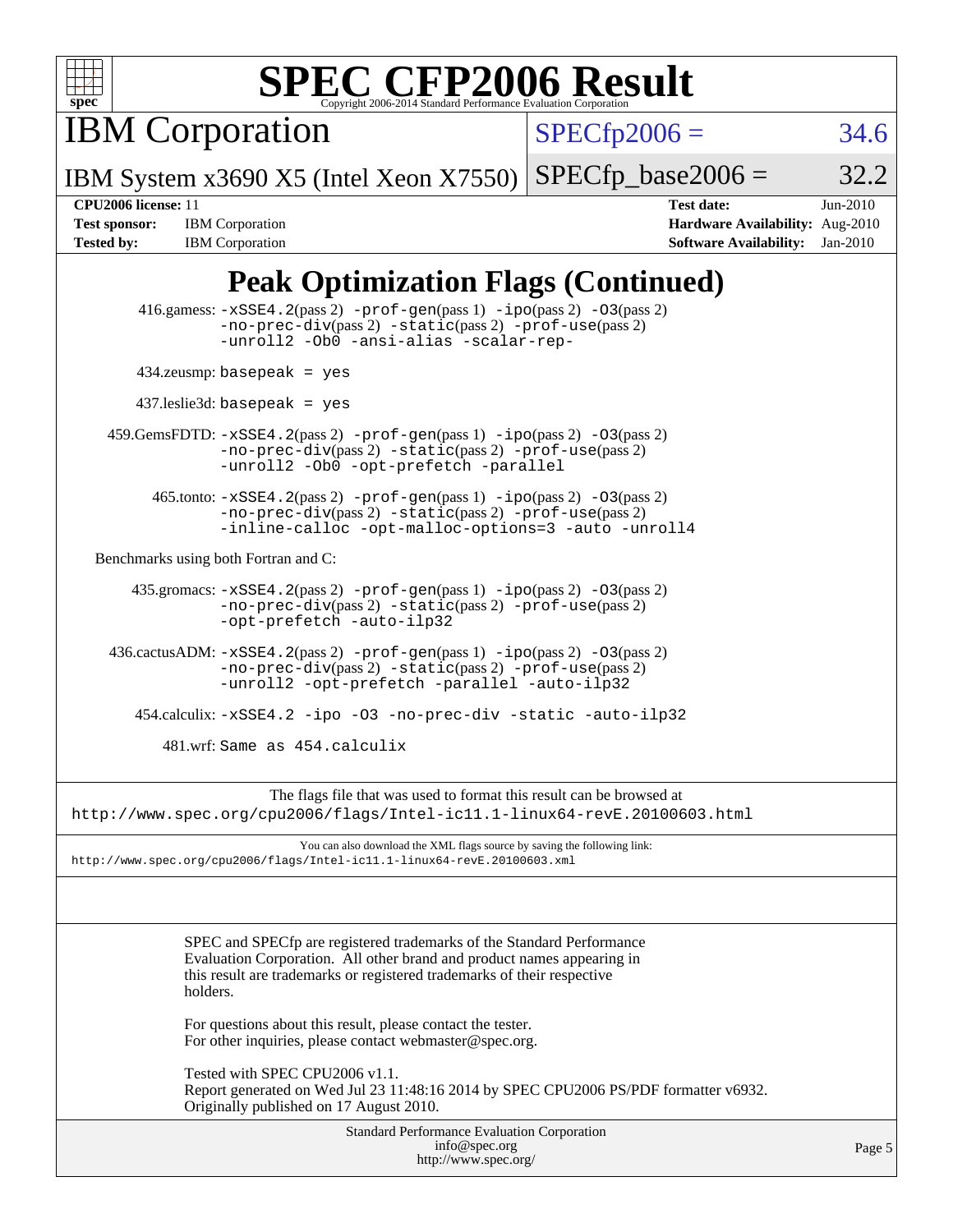# SPEC CFP2006 Result

Copyright 2006-2014 Standard Performance Evaluation Corporation

**IBM Corporation**

IBM System x3690 X5 (Intel Xeon X7550)

SPECfp2006 = 34.6

SPECfp_base2006 = 32.2

| | | | |
|---|---|---|---|
| **CPU2006 license:** 11 | | **Test date:** | Jun-2010 |
| **Test sponsor:** | IBM Corporation | **Hardware Availability:** | Aug-2010 |
| **Tested by:** | IBM Corporation | **Software Availability:** | Jan-2010 |

## Peak Optimization Flags (Continued)

416.gamess: -xSSE4.2(pass 2) -prof-gen(pass 1) -ipo(pass 2) -O3(pass 2) -no-prec-div(pass 2) -static(pass 2) -prof-use(pass 2) -unroll2 -Ob0 -ansi-alias -scalar-rep-

434.zeusmp: basepeak = yes

437.leslie3d: basepeak = yes

459.GemsFDTD: -xSSE4.2(pass 2) -prof-gen(pass 1) -ipo(pass 2) -O3(pass 2) -no-prec-div(pass 2) -static(pass 2) -prof-use(pass 2) -unroll2 -Ob0 -opt-prefetch -parallel

465.tonto: -xSSE4.2(pass 2) -prof-gen(pass 1) -ipo(pass 2) -O3(pass 2) -no-prec-div(pass 2) -static(pass 2) -prof-use(pass 2) -inline-calloc -opt-malloc-options=3 -auto -unroll4

Benchmarks using both Fortran and C:

435.gromacs: -xSSE4.2(pass 2) -prof-gen(pass 1) -ipo(pass 2) -O3(pass 2) -no-prec-div(pass 2) -static(pass 2) -prof-use(pass 2) -opt-prefetch -auto-ilp32

436.cactusADM: -xSSE4.2(pass 2) -prof-gen(pass 1) -ipo(pass 2) -O3(pass 2) -no-prec-div(pass 2) -static(pass 2) -prof-use(pass 2) -unroll2 -opt-prefetch -parallel -auto-ilp32

454.calculix: -xSSE4.2 -ipo -O3 -no-prec-div -static -auto-ilp32

481.wrf: Same as 454.calculix

The flags file that was used to format this result can be browsed at
http://www.spec.org/cpu2006/flags/Intel-ic11.1-linux64-revE.20100603.html

You can also download the XML flags source by saving the following link:
http://www.spec.org/cpu2006/flags/Intel-ic11.1-linux64-revE.20100603.xml

SPEC and SPECfp are registered trademarks of the Standard Performance Evaluation Corporation. All other brand and product names appearing in this result are trademarks or registered trademarks of their respective holders.

For questions about this result, please contact the tester.
For other inquiries, please contact webmaster@spec.org.

Tested with SPEC CPU2006 v1.1.
Report generated on Wed Jul 23 11:48:16 2014 by SPEC CPU2006 PS/PDF formatter v6932.
Originally published on 17 August 2010.

Standard Performance Evaluation Corporation
info@spec.org
http://www.spec.org/